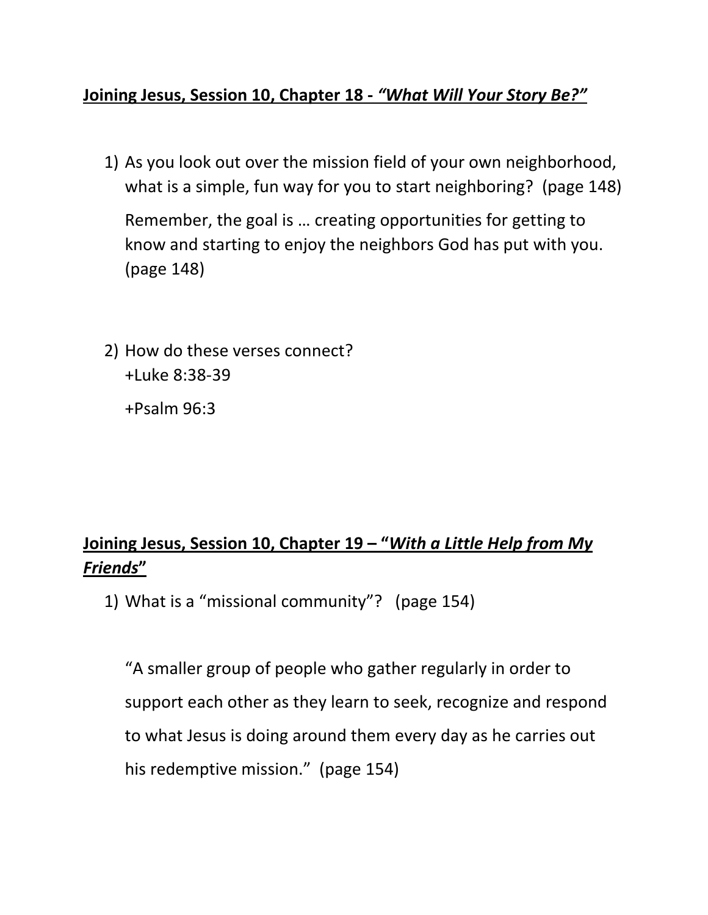**Joining Jesus, Session 10, Chapter 18 - *"What Will Your Story Be?"***

1) As you look out over the mission field of your own neighborhood, what is a simple, fun way for you to start neighboring? (page 148)

   Remember, the goal is … creating opportunities for getting to know and starting to enjoy the neighbors God has put with you. (page 148)

2) How do these verses connect?
   +Luke 8:38-39

   +Psalm 96:3

**Joining Jesus, Session 10, Chapter 19 – "*With a Little Help from My Friends*"**

1) What is a "missional community"? (page 154)

   "A smaller group of people who gather regularly in order to support each other as they learn to seek, recognize and respond to what Jesus is doing around them every day as he carries out his redemptive mission." (page 154)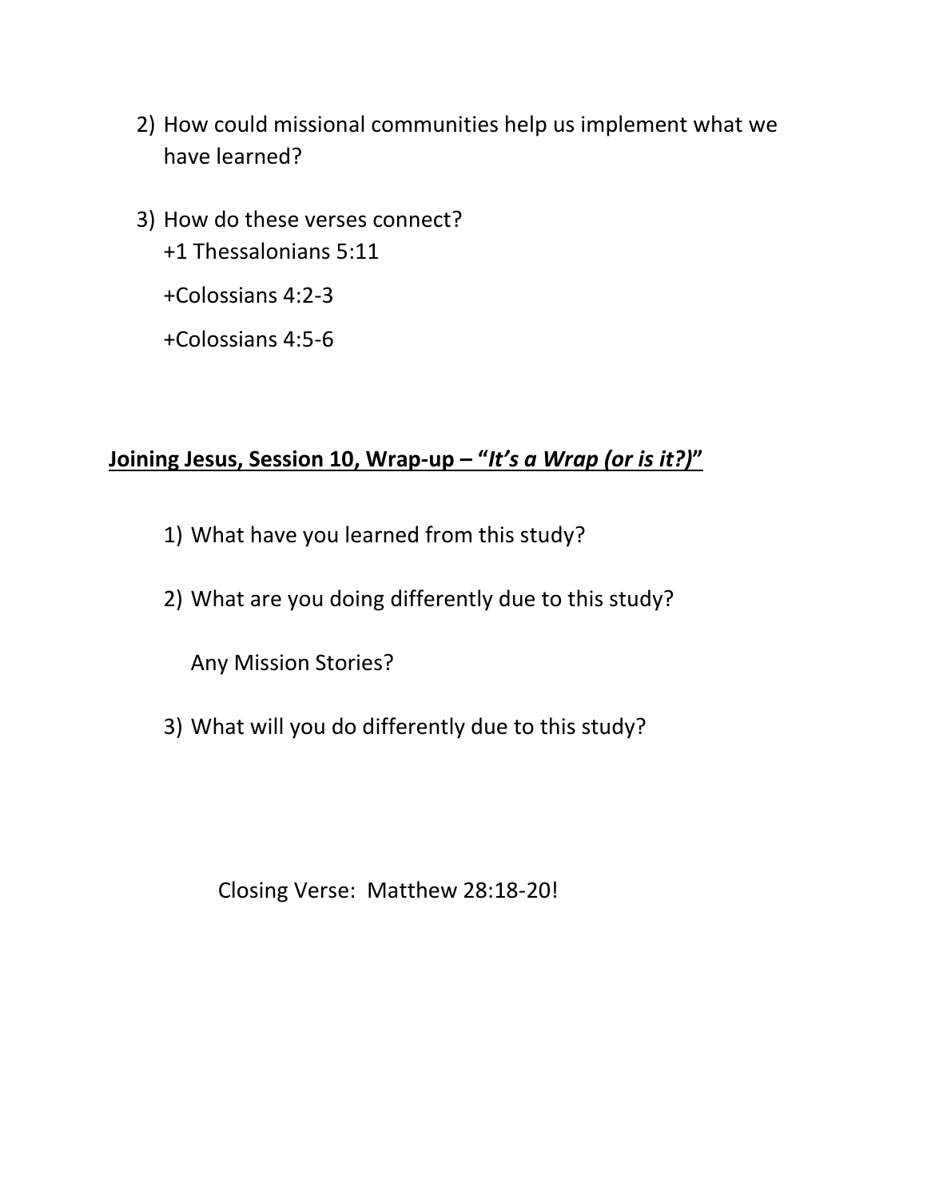2) How could missional communities help us implement what we have learned?

3) How do these verses connect?

   +1 Thessalonians 5:11

   +Colossians 4:2-3

   +Colossians 4:5-6

## **Joining Jesus, Session 10, Wrap-up – "*It's a Wrap (or is it?)*"**

1) What have you learned from this study?

2) What are you doing differently due to this study?

   Any Mission Stories?

3) What will you do differently due to this study?

Closing Verse: Matthew 28:18-20!